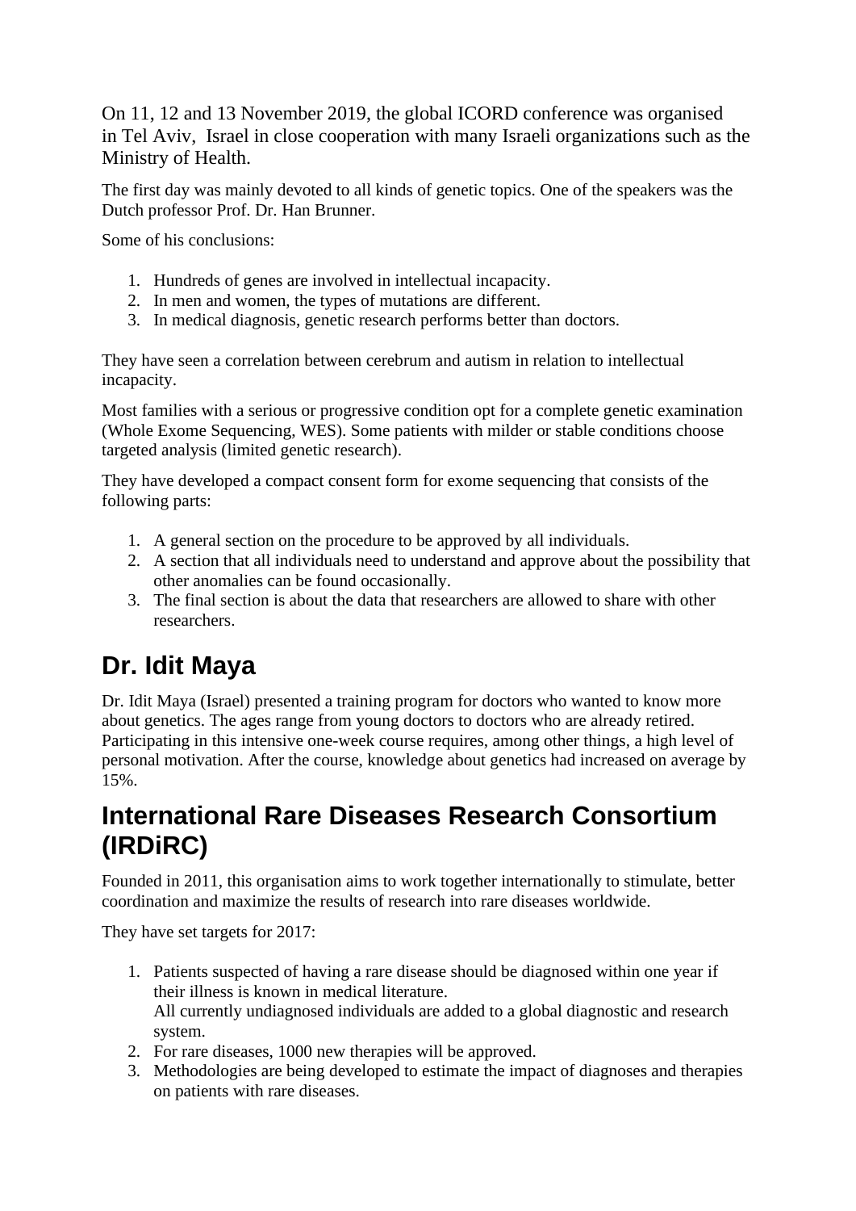On 11, 12 and 13 November 2019, the global ICORD conference was organised in Tel Aviv, Israel in close cooperation with many Israeli organizations such as the Ministry of Health.

The first day was mainly devoted to all kinds of genetic topics. One of the speakers was the Dutch professor Prof. Dr. Han Brunner.

Some of his conclusions:

1. Hundreds of genes are involved in intellectual incapacity.
2. In men and women, the types of mutations are different.
3. In medical diagnosis, genetic research performs better than doctors.

They have seen a correlation between cerebrum and autism in relation to intellectual incapacity.

Most families with a serious or progressive condition opt for a complete genetic examination (Whole Exome Sequencing, WES). Some patients with milder or stable conditions choose targeted analysis (limited genetic research).

They have developed a compact consent form for exome sequencing that consists of the following parts:

1. A general section on the procedure to be approved by all individuals.
2. A section that all individuals need to understand and approve about the possibility that other anomalies can be found occasionally.
3. The final section is about the data that researchers are allowed to share with other researchers.

# Dr. Idit Maya

Dr. Idit Maya (Israel) presented a training program for doctors who wanted to know more about genetics. The ages range from young doctors to doctors who are already retired. Participating in this intensive one-week course requires, among other things, a high level of personal motivation. After the course, knowledge about genetics had increased on average by 15%.

# International Rare Diseases Research Consortium (IRDiRC)

Founded in 2011, this organisation aims to work together internationally to stimulate, better coordination and maximize the results of research into rare diseases worldwide.

They have set targets for 2017:

1. Patients suspected of having a rare disease should be diagnosed within one year if their illness is known in medical literature.
   All currently undiagnosed individuals are added to a global diagnostic and research system.
2. For rare diseases, 1000 new therapies will be approved.
3. Methodologies are being developed to estimate the impact of diagnoses and therapies on patients with rare diseases.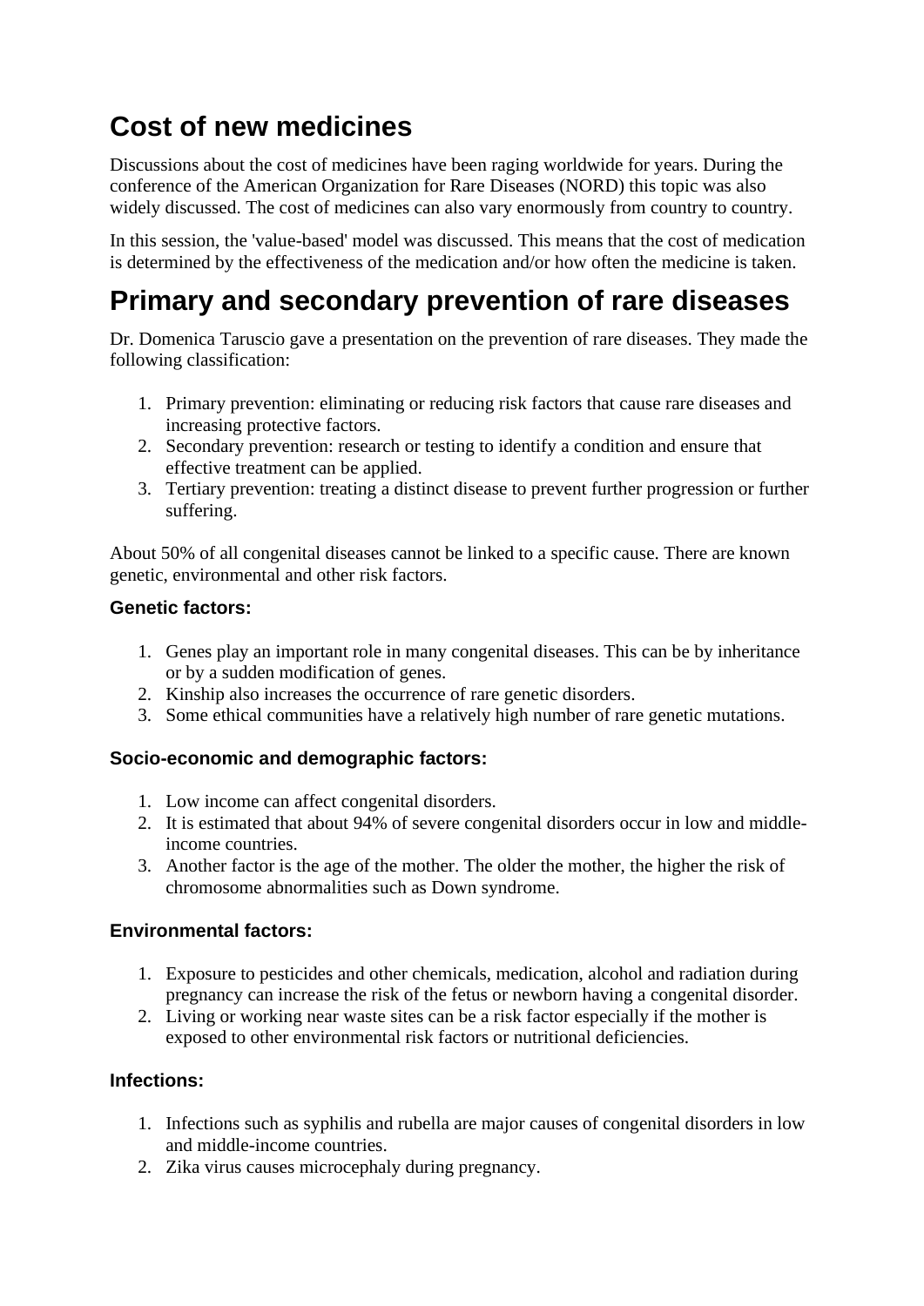# Cost of new medicines

Discussions about the cost of medicines have been raging worldwide for years. During the conference of the American Organization for Rare Diseases (NORD) this topic was also widely discussed. The cost of medicines can also vary enormously from country to country.

In this session, the 'value-based' model was discussed. This means that the cost of medication is determined by the effectiveness of the medication and/or how often the medicine is taken.

# Primary and secondary prevention of rare diseases

Dr. Domenica Taruscio gave a presentation on the prevention of rare diseases. They made the following classification:

1. Primary prevention: eliminating or reducing risk factors that cause rare diseases and increasing protective factors.
2. Secondary prevention: research or testing to identify a condition and ensure that effective treatment can be applied.
3. Tertiary prevention: treating a distinct disease to prevent further progression or further suffering.

About 50% of all congenital diseases cannot be linked to a specific cause. There are known genetic, environmental and other risk factors.

### Genetic factors:

1. Genes play an important role in many congenital diseases. This can be by inheritance or by a sudden modification of genes.
2. Kinship also increases the occurrence of rare genetic disorders.
3. Some ethical communities have a relatively high number of rare genetic mutations.

### Socio-economic and demographic factors:

1. Low income can affect congenital disorders.
2. It is estimated that about 94% of severe congenital disorders occur in low and middle-income countries.
3. Another factor is the age of the mother. The older the mother, the higher the risk of chromosome abnormalities such as Down syndrome.

### Environmental factors:

1. Exposure to pesticides and other chemicals, medication, alcohol and radiation during pregnancy can increase the risk of the fetus or newborn having a congenital disorder.
2. Living or working near waste sites can be a risk factor especially if the mother is exposed to other environmental risk factors or nutritional deficiencies.

### Infections:

1. Infections such as syphilis and rubella are major causes of congenital disorders in low and middle-income countries.
2. Zika virus causes microcephaly during pregnancy.